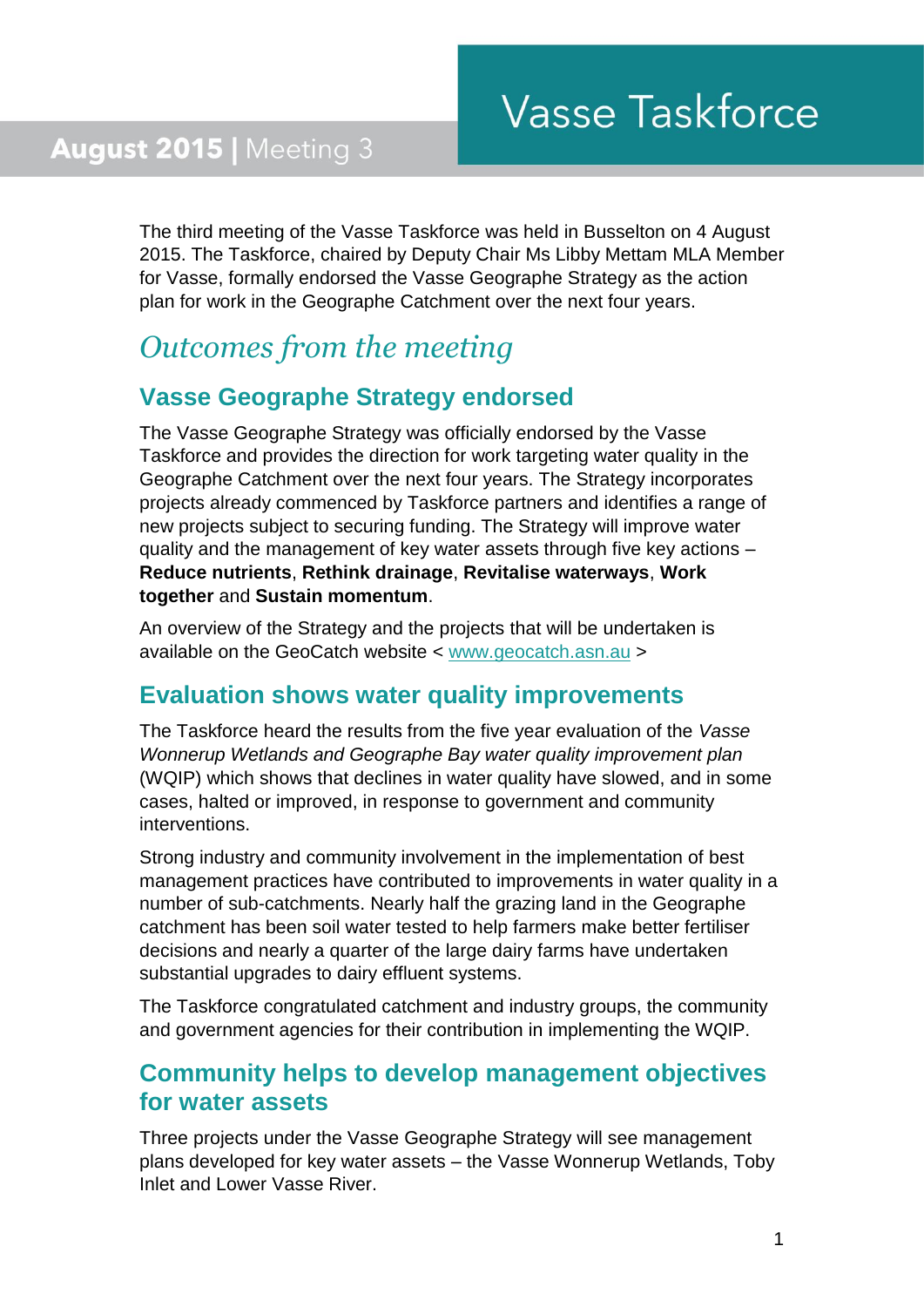# Vasse Taskforce

## August 2015 | Meeting 3

The third meeting of the Vasse Taskforce was held in Busselton on 4 August 2015. The Taskforce, chaired by Deputy Chair Ms Libby Mettam MLA Member for Vasse, formally endorsed the Vasse Geographe Strategy as the action plan for work in the Geographe Catchment over the next four years.

## *Outcomes from the meeting*

### Vasse Geographe Strategy endorsed

The Vasse Geographe Strategy was officially endorsed by the Vasse Taskforce and provides the direction for work targeting water quality in the Geographe Catchment over the next four years. The Strategy incorporates projects already commenced by Taskforce partners and identifies a range of new projects subject to securing funding. The Strategy will improve water quality and the management of key water assets through five key actions – **Reduce nutrients**, **Rethink drainage**, **Revitalise waterways**, **Work together** and **Sustain momentum**.

An overview of the Strategy and the projects that will be undertaken is available on the GeoCatch website < www.geocatch.asn.au >

### Evaluation shows water quality improvements

The Taskforce heard the results from the five year evaluation of the *Vasse Wonnerup Wetlands and Geographe Bay water quality improvement plan* (WQIP) which shows that declines in water quality have slowed, and in some cases, halted or improved, in response to government and community interventions.

Strong industry and community involvement in the implementation of best management practices have contributed to improvements in water quality in a number of sub-catchments. Nearly half the grazing land in the Geographe catchment has been soil water tested to help farmers make better fertiliser decisions and nearly a quarter of the large dairy farms have undertaken substantial upgrades to dairy effluent systems.

The Taskforce congratulated catchment and industry groups, the community and government agencies for their contribution in implementing the WQIP.

### Community helps to develop management objectives for water assets

Three projects under the Vasse Geographe Strategy will see management plans developed for key water assets – the Vasse Wonnerup Wetlands, Toby Inlet and Lower Vasse River.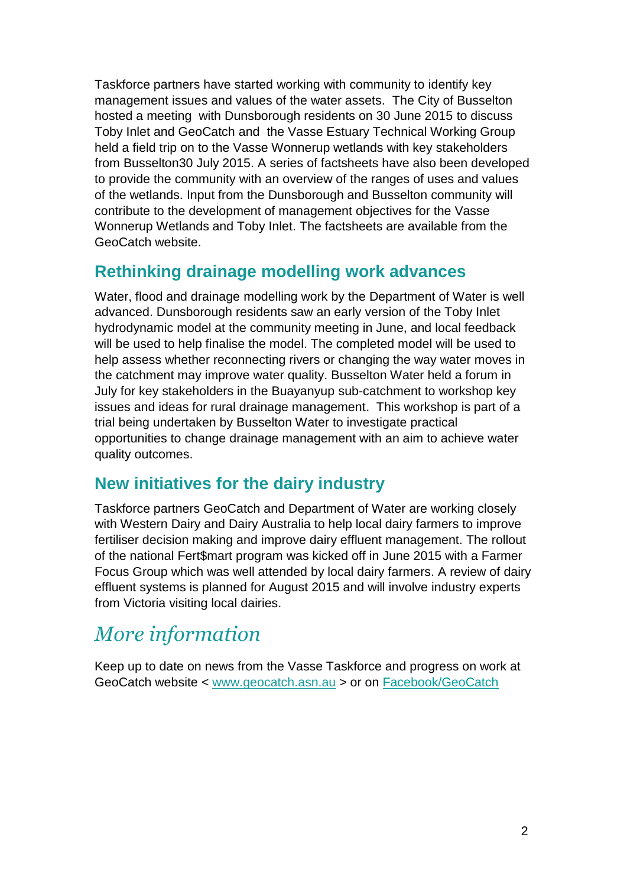Taskforce partners have started working with community to identify key management issues and values of the water assets. The City of Busselton hosted a meeting with Dunsborough residents on 30 June 2015 to discuss Toby Inlet and GeoCatch and the Vasse Estuary Technical Working Group held a field trip on to the Vasse Wonnerup wetlands with key stakeholders from Busselton30 July 2015. A series of factsheets have also been developed to provide the community with an overview of the ranges of uses and values of the wetlands. Input from the Dunsborough and Busselton community will contribute to the development of management objectives for the Vasse Wonnerup Wetlands and Toby Inlet. The factsheets are available from the GeoCatch website.

## Rethinking drainage modelling work advances

Water, flood and drainage modelling work by the Department of Water is well advanced. Dunsborough residents saw an early version of the Toby Inlet hydrodynamic model at the community meeting in June, and local feedback will be used to help finalise the model. The completed model will be used to help assess whether reconnecting rivers or changing the way water moves in the catchment may improve water quality. Busselton Water held a forum in July for key stakeholders in the Buayanyup sub-catchment to workshop key issues and ideas for rural drainage management. This workshop is part of a trial being undertaken by Busselton Water to investigate practical opportunities to change drainage management with an aim to achieve water quality outcomes.

## New initiatives for the dairy industry

Taskforce partners GeoCatch and Department of Water are working closely with Western Dairy and Dairy Australia to help local dairy farmers to improve fertiliser decision making and improve dairy effluent management. The rollout of the national Fert$mart program was kicked off in June 2015 with a Farmer Focus Group which was well attended by local dairy farmers. A review of dairy effluent systems is planned for August 2015 and will involve industry experts from Victoria visiting local dairies.

# *More information*

Keep up to date on news from the Vasse Taskforce and progress on work at GeoCatch website < [www.geocatch.asn.au](http://www.geocatch.asn.au) > or on [Facebook/GeoCatch](https://www.facebook.com/GeoCatch)